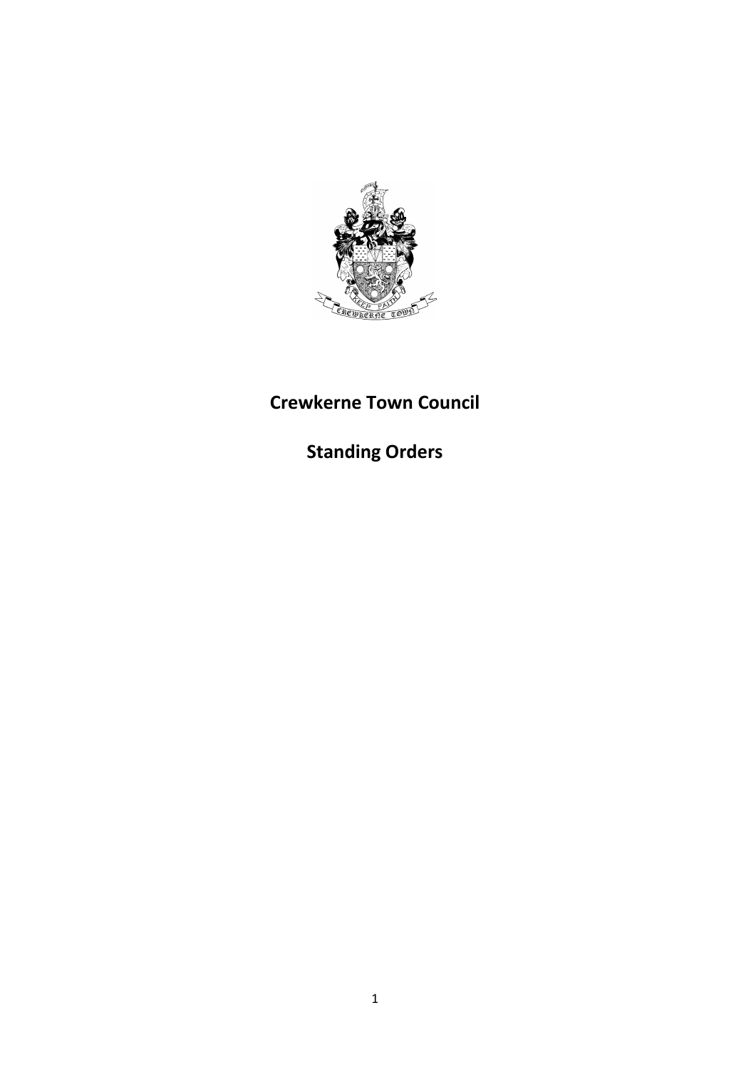# Crewkerne Town Council

## Standing Orders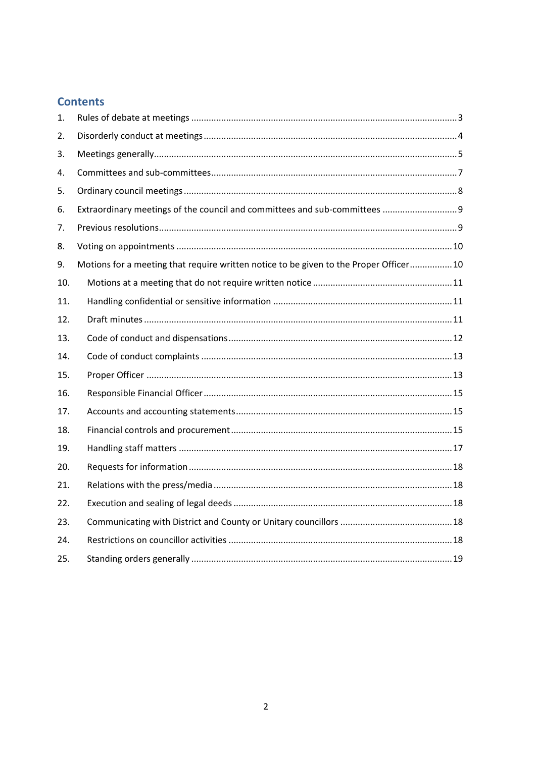## Contents

1. Rules of debate at meetings ........................................................................................................ 3
2. Disorderly conduct at meetings ................................................................................................... 4
3. Meetings generally ....................................................................................................................... 5
4. Committees and sub-committees ................................................................................................ 7
5. Ordinary council meetings ........................................................................................................... 8
6. Extraordinary meetings of the council and committees and sub-committees ............................ 9
7. Previous resolutions ..................................................................................................................... 9
8. Voting on appointments ............................................................................................................ 10
9. Motions for a meeting that require written notice to be given to the Proper Officer ................ 10
10. Motions at a meeting that do not require written notice ....................................................... 11
11. Handling confidential or sensitive information ....................................................................... 11
12. Draft minutes ........................................................................................................................... 11
13. Code of conduct and dispensations ......................................................................................... 12
14. Code of conduct complaints .................................................................................................... 13
15. Proper Officer .......................................................................................................................... 13
16. Responsible Financial Officer .................................................................................................. 15
17. Accounts and accounting statements ...................................................................................... 15
18. Financial controls and procurement ....................................................................................... 15
19. Handling staff matters ............................................................................................................. 17
20. Requests for information ......................................................................................................... 18
21. Relations with the press/media ............................................................................................... 18
22. Execution and sealing of legal deeds ....................................................................................... 18
23. Communicating with District and County or Unitary councillors ............................................ 18
24. Restrictions on councillor activities ......................................................................................... 18
25. Standing orders generally ........................................................................................................ 19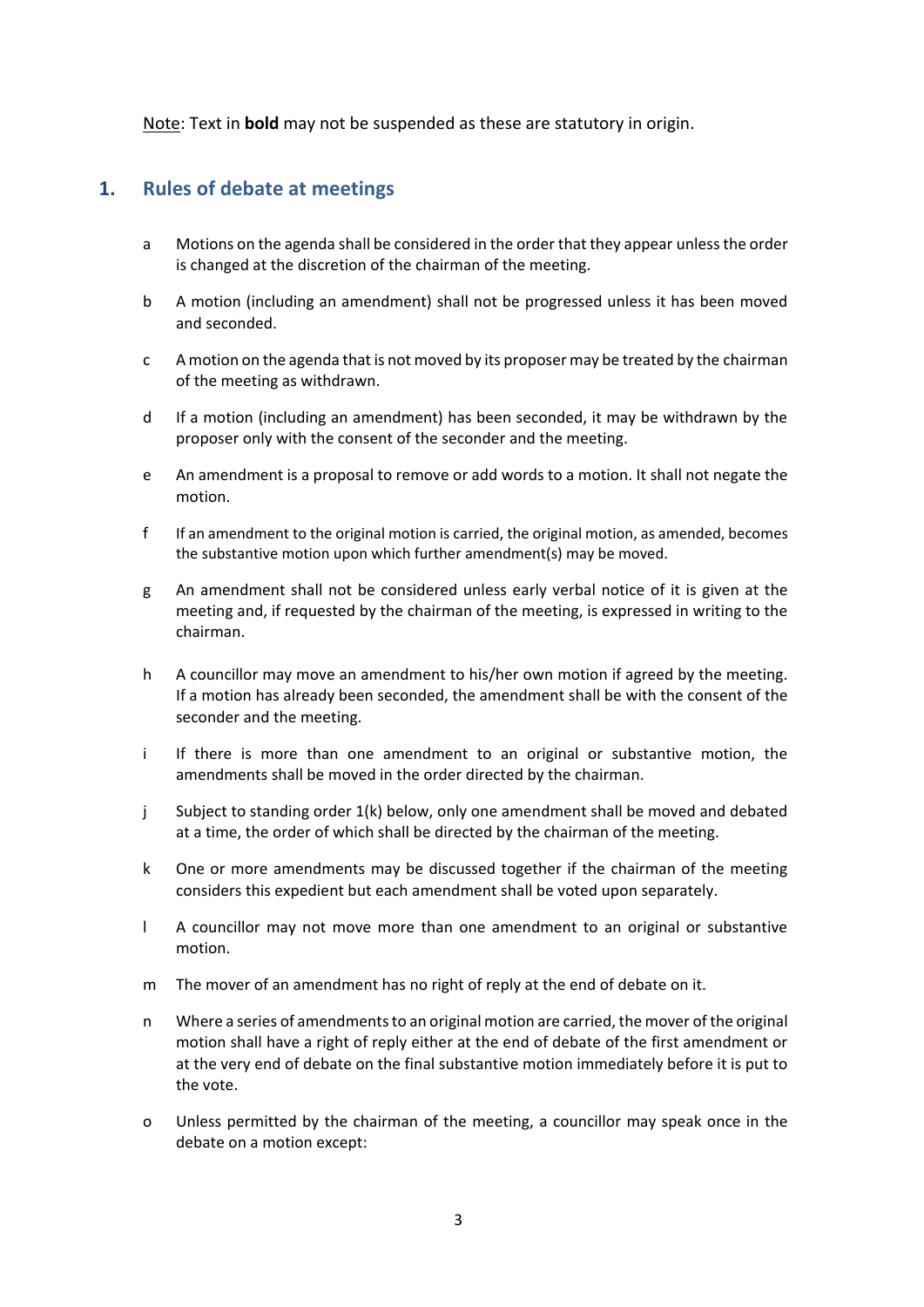<u>Note</u>: Text in **bold** may not be suspended as these are statutory in origin.

## 1. Rules of debate at meetings

a Motions on the agenda shall be considered in the order that they appear unless the order is changed at the discretion of the chairman of the meeting.

b A motion (including an amendment) shall not be progressed unless it has been moved and seconded.

c A motion on the agenda that is not moved by its proposer may be treated by the chairman of the meeting as withdrawn.

d If a motion (including an amendment) has been seconded, it may be withdrawn by the proposer only with the consent of the seconder and the meeting.

e An amendment is a proposal to remove or add words to a motion. It shall not negate the motion.

f If an amendment to the original motion is carried, the original motion, as amended, becomes the substantive motion upon which further amendment(s) may be moved.

g An amendment shall not be considered unless early verbal notice of it is given at the meeting and, if requested by the chairman of the meeting, is expressed in writing to the chairman.

h A councillor may move an amendment to his/her own motion if agreed by the meeting. If a motion has already been seconded, the amendment shall be with the consent of the seconder and the meeting.

i If there is more than one amendment to an original or substantive motion, the amendments shall be moved in the order directed by the chairman.

j Subject to standing order 1(k) below, only one amendment shall be moved and debated at a time, the order of which shall be directed by the chairman of the meeting.

k One or more amendments may be discussed together if the chairman of the meeting considers this expedient but each amendment shall be voted upon separately.

l A councillor may not move more than one amendment to an original or substantive motion.

m The mover of an amendment has no right of reply at the end of debate on it.

n Where a series of amendments to an original motion are carried, the mover of the original motion shall have a right of reply either at the end of debate of the first amendment or at the very end of debate on the final substantive motion immediately before it is put to the vote.

o Unless permitted by the chairman of the meeting, a councillor may speak once in the debate on a motion except: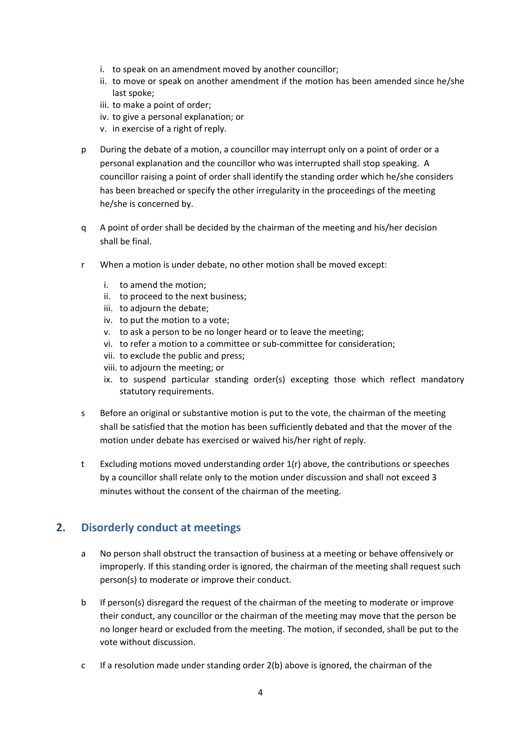- i. to speak on an amendment moved by another councillor;
- ii. to move or speak on another amendment if the motion has been amended since he/she last spoke;
- iii. to make a point of order;
- iv. to give a personal explanation; or
- v. in exercise of a right of reply.

p During the debate of a motion, a councillor may interrupt only on a point of order or a personal explanation and the councillor who was interrupted shall stop speaking. A councillor raising a point of order shall identify the standing order which he/she considers has been breached or specify the other irregularity in the proceedings of the meeting he/she is concerned by.

q A point of order shall be decided by the chairman of the meeting and his/her decision shall be final.

r When a motion is under debate, no other motion shall be moved except:

- i. to amend the motion;
- ii. to proceed to the next business;
- iii. to adjourn the debate;
- iv. to put the motion to a vote;
- v. to ask a person to be no longer heard or to leave the meeting;
- vi. to refer a motion to a committee or sub-committee for consideration;
- vii. to exclude the public and press;
- viii. to adjourn the meeting; or
- ix. to suspend particular standing order(s) excepting those which reflect mandatory statutory requirements.

s Before an original or substantive motion is put to the vote, the chairman of the meeting shall be satisfied that the motion has been sufficiently debated and that the mover of the motion under debate has exercised or waived his/her right of reply.

t Excluding motions moved understanding order 1(r) above, the contributions or speeches by a councillor shall relate only to the motion under discussion and shall not exceed 3 minutes without the consent of the chairman of the meeting.

## 2. Disorderly conduct at meetings

a No person shall obstruct the transaction of business at a meeting or behave offensively or improperly. If this standing order is ignored, the chairman of the meeting shall request such person(s) to moderate or improve their conduct.

b If person(s) disregard the request of the chairman of the meeting to moderate or improve their conduct, any councillor or the chairman of the meeting may move that the person be no longer heard or excluded from the meeting. The motion, if seconded, shall be put to the vote without discussion.

c If a resolution made under standing order 2(b) above is ignored, the chairman of the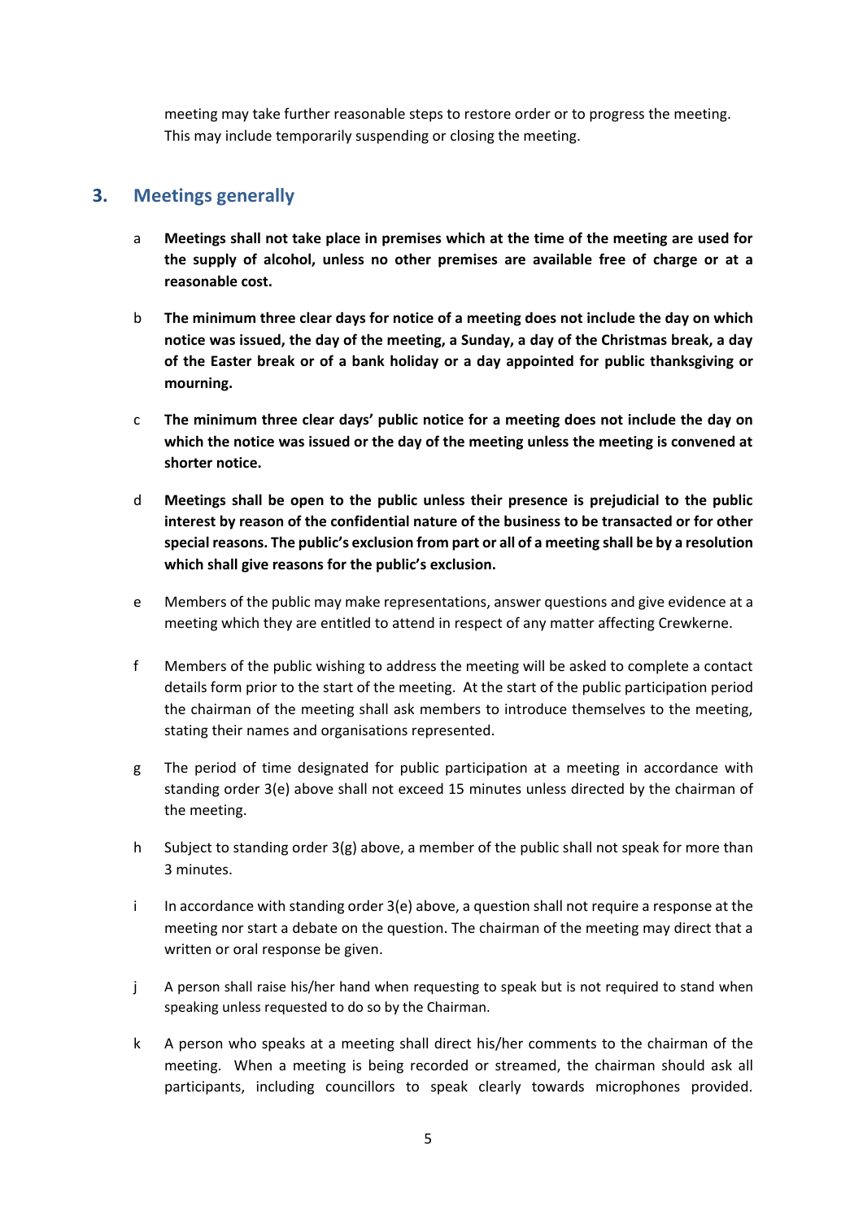meeting may take further reasonable steps to restore order or to progress the meeting. This may include temporarily suspending or closing the meeting.

## 3. Meetings generally

a **Meetings shall not take place in premises which at the time of the meeting are used for the supply of alcohol, unless no other premises are available free of charge or at a reasonable cost.**

b **The minimum three clear days for notice of a meeting does not include the day on which notice was issued, the day of the meeting, a Sunday, a day of the Christmas break, a day of the Easter break or of a bank holiday or a day appointed for public thanksgiving or mourning.**

c **The minimum three clear days' public notice for a meeting does not include the day on which the notice was issued or the day of the meeting unless the meeting is convened at shorter notice.**

d **Meetings shall be open to the public unless their presence is prejudicial to the public interest by reason of the confidential nature of the business to be transacted or for other special reasons. The public's exclusion from part or all of a meeting shall be by a resolution which shall give reasons for the public's exclusion.**

e Members of the public may make representations, answer questions and give evidence at a meeting which they are entitled to attend in respect of any matter affecting Crewkerne.

f Members of the public wishing to address the meeting will be asked to complete a contact details form prior to the start of the meeting. At the start of the public participation period the chairman of the meeting shall ask members to introduce themselves to the meeting, stating their names and organisations represented.

g The period of time designated for public participation at a meeting in accordance with standing order 3(e) above shall not exceed 15 minutes unless directed by the chairman of the meeting.

h Subject to standing order 3(g) above, a member of the public shall not speak for more than 3 minutes.

i In accordance with standing order 3(e) above, a question shall not require a response at the meeting nor start a debate on the question. The chairman of the meeting may direct that a written or oral response be given.

j A person shall raise his/her hand when requesting to speak but is not required to stand when speaking unless requested to do so by the Chairman.

k A person who speaks at a meeting shall direct his/her comments to the chairman of the meeting. When a meeting is being recorded or streamed, the chairman should ask all participants, including councillors to speak clearly towards microphones provided.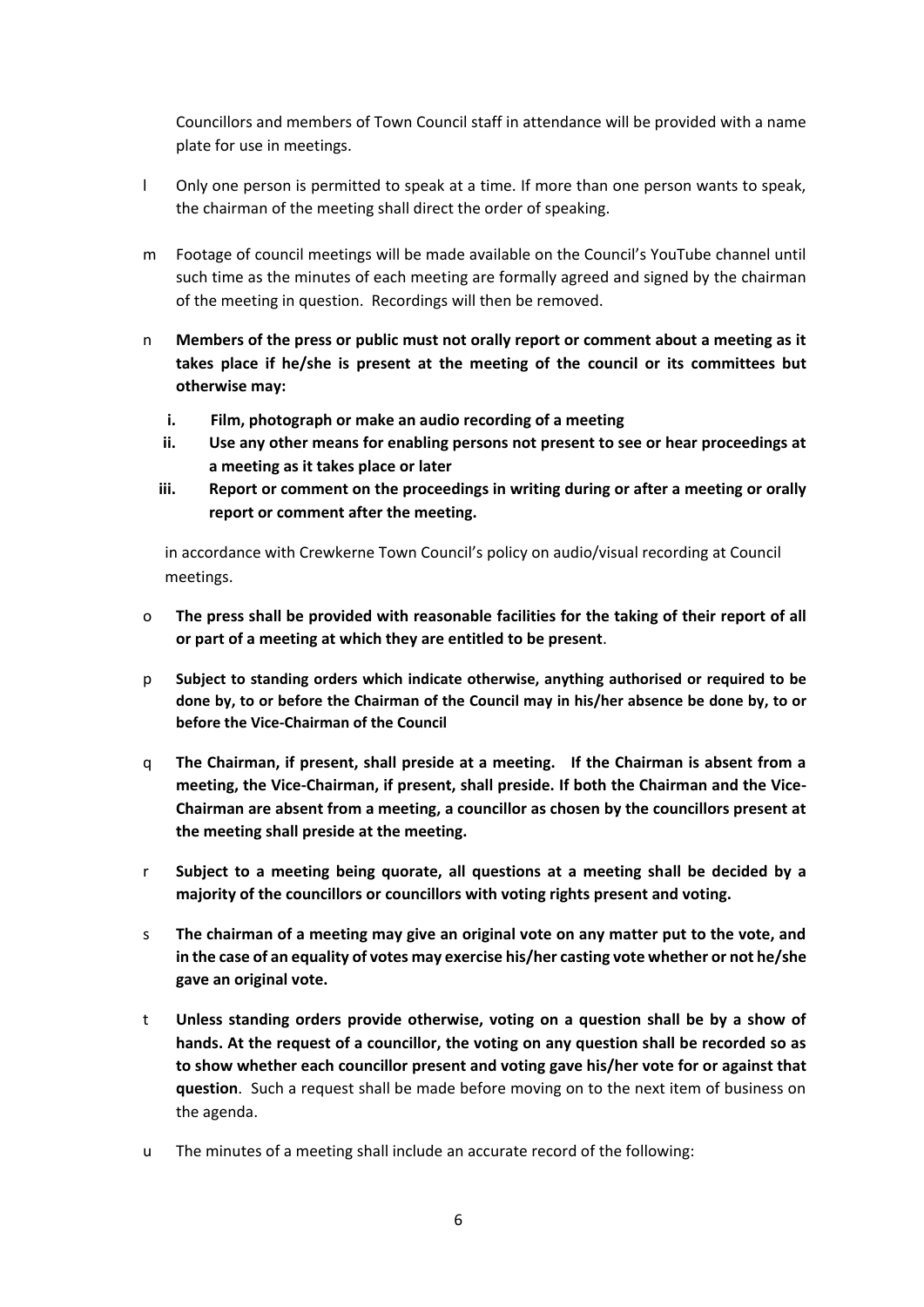Councillors and members of Town Council staff in attendance will be provided with a name plate for use in meetings.

l Only one person is permitted to speak at a time. If more than one person wants to speak, the chairman of the meeting shall direct the order of speaking.

m Footage of council meetings will be made available on the Council's YouTube channel until such time as the minutes of each meeting are formally agreed and signed by the chairman of the meeting in question. Recordings will then be removed.

n **Members of the press or public must not orally report or comment about a meeting as it takes place if he/she is present at the meeting of the council or its committees but otherwise may:**

   **i. Film, photograph or make an audio recording of a meeting**

   **ii. Use any other means for enabling persons not present to see or hear proceedings at a meeting as it takes place or later**

   **iii. Report or comment on the proceedings in writing during or after a meeting or orally report or comment after the meeting.**

   in accordance with Crewkerne Town Council's policy on audio/visual recording at Council meetings.

o **The press shall be provided with reasonable facilities for the taking of their report of all or part of a meeting at which they are entitled to be present**.

p **Subject to standing orders which indicate otherwise, anything authorised or required to be done by, to or before the Chairman of the Council may in his/her absence be done by, to or before the Vice-Chairman of the Council**

q **The Chairman, if present, shall preside at a meeting. If the Chairman is absent from a meeting, the Vice-Chairman, if present, shall preside. If both the Chairman and the Vice-Chairman are absent from a meeting, a councillor as chosen by the councillors present at the meeting shall preside at the meeting.**

r **Subject to a meeting being quorate, all questions at a meeting shall be decided by a majority of the councillors or councillors with voting rights present and voting.**

s **The chairman of a meeting may give an original vote on any matter put to the vote, and in the case of an equality of votes may exercise his/her casting vote whether or not he/she gave an original vote.**

t **Unless standing orders provide otherwise, voting on a question shall be by a show of hands. At the request of a councillor, the voting on any question shall be recorded so as to show whether each councillor present and voting gave his/her vote for or against that question**. Such a request shall be made before moving on to the next item of business on the agenda.

u The minutes of a meeting shall include an accurate record of the following: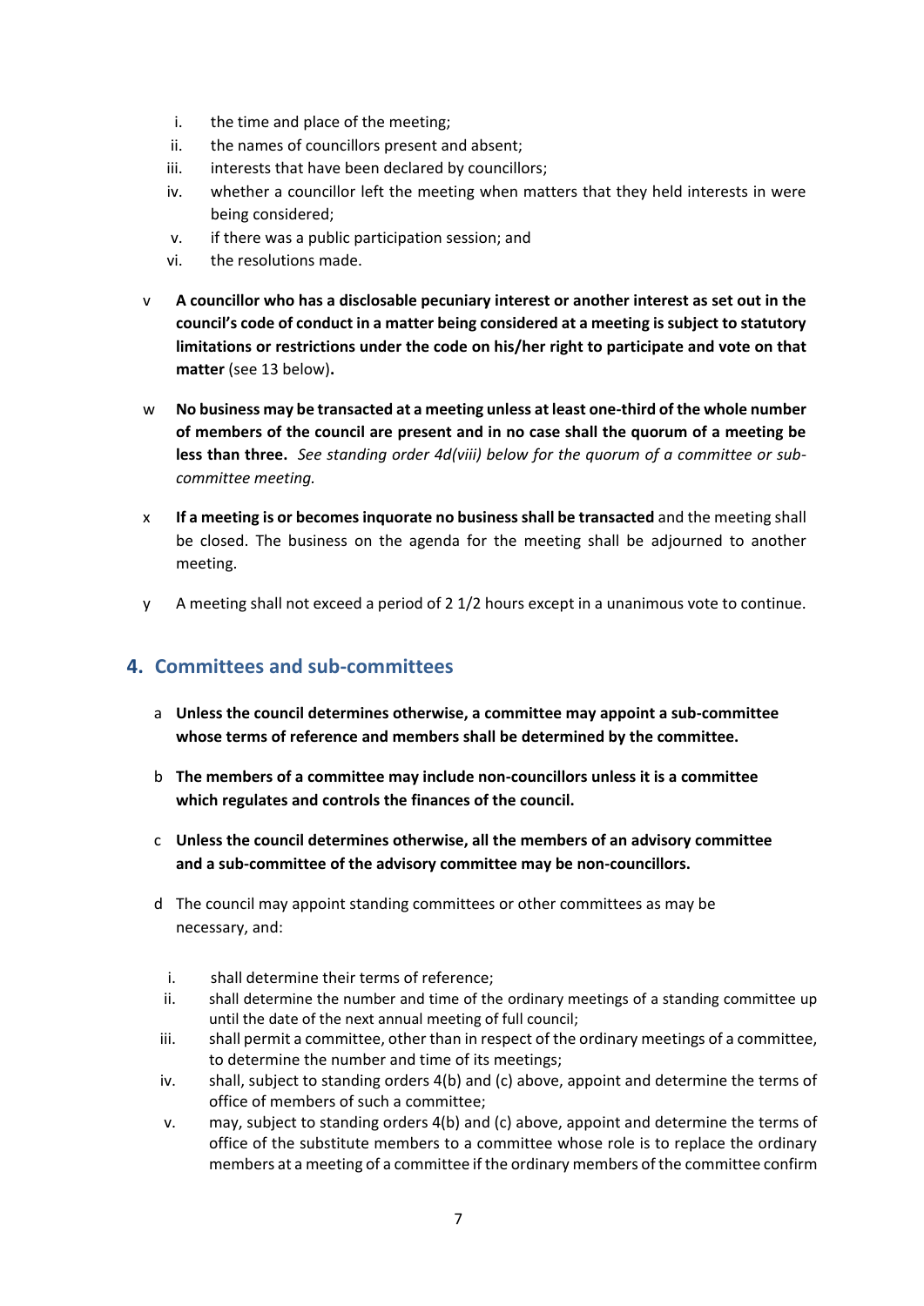i. the time and place of the meeting;
ii. the names of councillors present and absent;
iii. interests that have been declared by councillors;
iv. whether a councillor left the meeting when matters that they held interests in were being considered;
v. if there was a public participation session; and
vi. the resolutions made.

v **A councillor who has a disclosable pecuniary interest or another interest as set out in the council's code of conduct in a matter being considered at a meeting is subject to statutory limitations or restrictions under the code on his/her right to participate and vote on that matter** (see 13 below)**.**

w **No business may be transacted at a meeting unless at least one-third of the whole number of members of the council are present and in no case shall the quorum of a meeting be less than three.** *See standing order 4d(viii) below for the quorum of a committee or sub-committee meeting.*

x **If a meeting is or becomes inquorate no business shall be transacted** and the meeting shall be closed. The business on the agenda for the meeting shall be adjourned to another meeting.

y A meeting shall not exceed a period of 2 1/2 hours except in a unanimous vote to continue.

## 4. Committees and sub-committees

a **Unless the council determines otherwise, a committee may appoint a sub-committee whose terms of reference and members shall be determined by the committee.**

b **The members of a committee may include non-councillors unless it is a committee which regulates and controls the finances of the council.**

c **Unless the council determines otherwise, all the members of an advisory committee and a sub-committee of the advisory committee may be non-councillors.**

d The council may appoint standing committees or other committees as may be necessary, and:

i. shall determine their terms of reference;
ii. shall determine the number and time of the ordinary meetings of a standing committee up until the date of the next annual meeting of full council;
iii. shall permit a committee, other than in respect of the ordinary meetings of a committee, to determine the number and time of its meetings;
iv. shall, subject to standing orders 4(b) and (c) above, appoint and determine the terms of office of members of such a committee;
v. may, subject to standing orders 4(b) and (c) above, appoint and determine the terms of office of the substitute members to a committee whose role is to replace the ordinary members at a meeting of a committee if the ordinary members of the committee confirm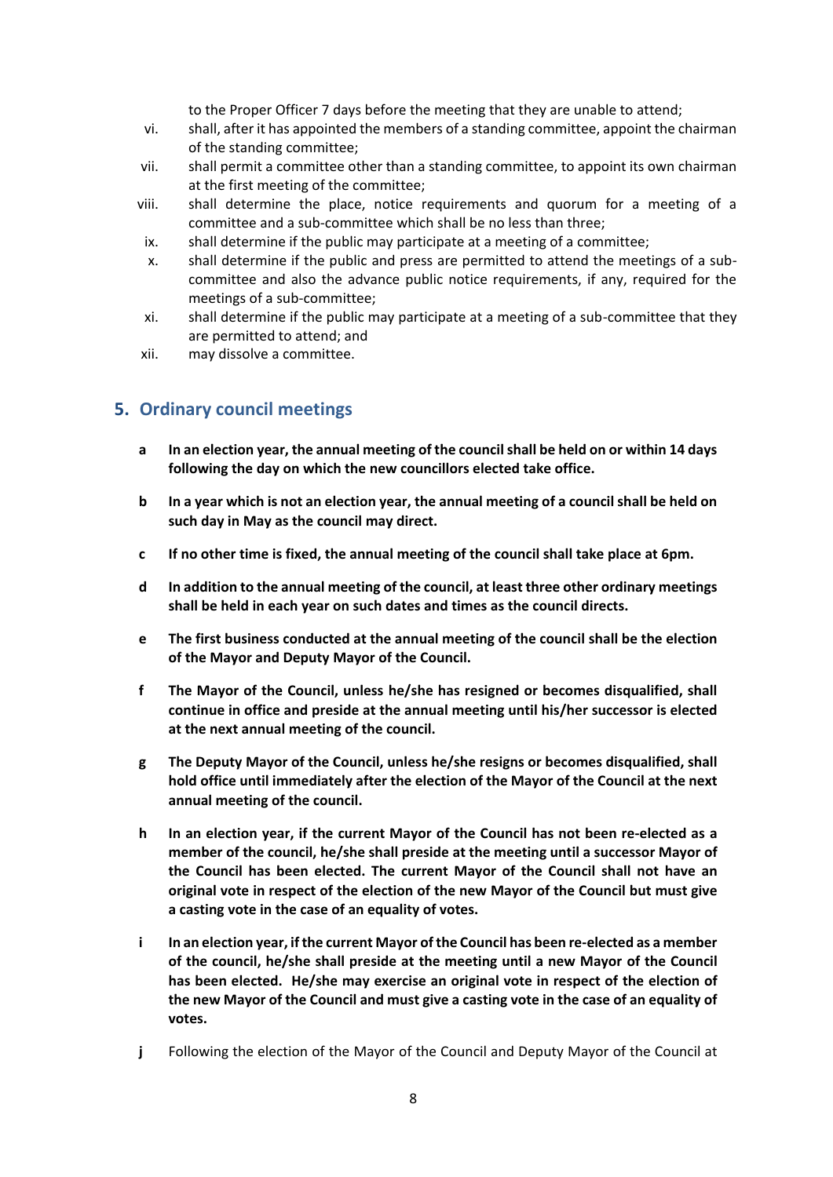to the Proper Officer 7 days before the meeting that they are unable to attend;

vi. shall, after it has appointed the members of a standing committee, appoint the chairman of the standing committee;

vii. shall permit a committee other than a standing committee, to appoint its own chairman at the first meeting of the committee;

viii. shall determine the place, notice requirements and quorum for a meeting of a committee and a sub-committee which shall be no less than three;

ix. shall determine if the public may participate at a meeting of a committee;

x. shall determine if the public and press are permitted to attend the meetings of a sub-committee and also the advance public notice requirements, if any, required for the meetings of a sub-committee;

xi. shall determine if the public may participate at a meeting of a sub-committee that they are permitted to attend; and

xii. may dissolve a committee.

## 5. Ordinary council meetings

a **In an election year, the annual meeting of the council shall be held on or within 14 days following the day on which the new councillors elected take office.**

b **In a year which is not an election year, the annual meeting of a council shall be held on such day in May as the council may direct.**

c **If no other time is fixed, the annual meeting of the council shall take place at 6pm.**

d **In addition to the annual meeting of the council, at least three other ordinary meetings shall be held in each year on such dates and times as the council directs.**

e **The first business conducted at the annual meeting of the council shall be the election of the Mayor and Deputy Mayor of the Council.**

f **The Mayor of the Council, unless he/she has resigned or becomes disqualified, shall continue in office and preside at the annual meeting until his/her successor is elected at the next annual meeting of the council.**

g **The Deputy Mayor of the Council, unless he/she resigns or becomes disqualified, shall hold office until immediately after the election of the Mayor of the Council at the next annual meeting of the council.**

h **In an election year, if the current Mayor of the Council has not been re-elected as a member of the council, he/she shall preside at the meeting until a successor Mayor of the Council has been elected. The current Mayor of the Council shall not have an original vote in respect of the election of the new Mayor of the Council but must give a casting vote in the case of an equality of votes.**

i **In an election year, if the current Mayor of the Council has been re-elected as a member of the council, he/she shall preside at the meeting until a new Mayor of the Council has been elected. He/she may exercise an original vote in respect of the election of the new Mayor of the Council and must give a casting vote in the case of an equality of votes.**

j Following the election of the Mayor of the Council and Deputy Mayor of the Council at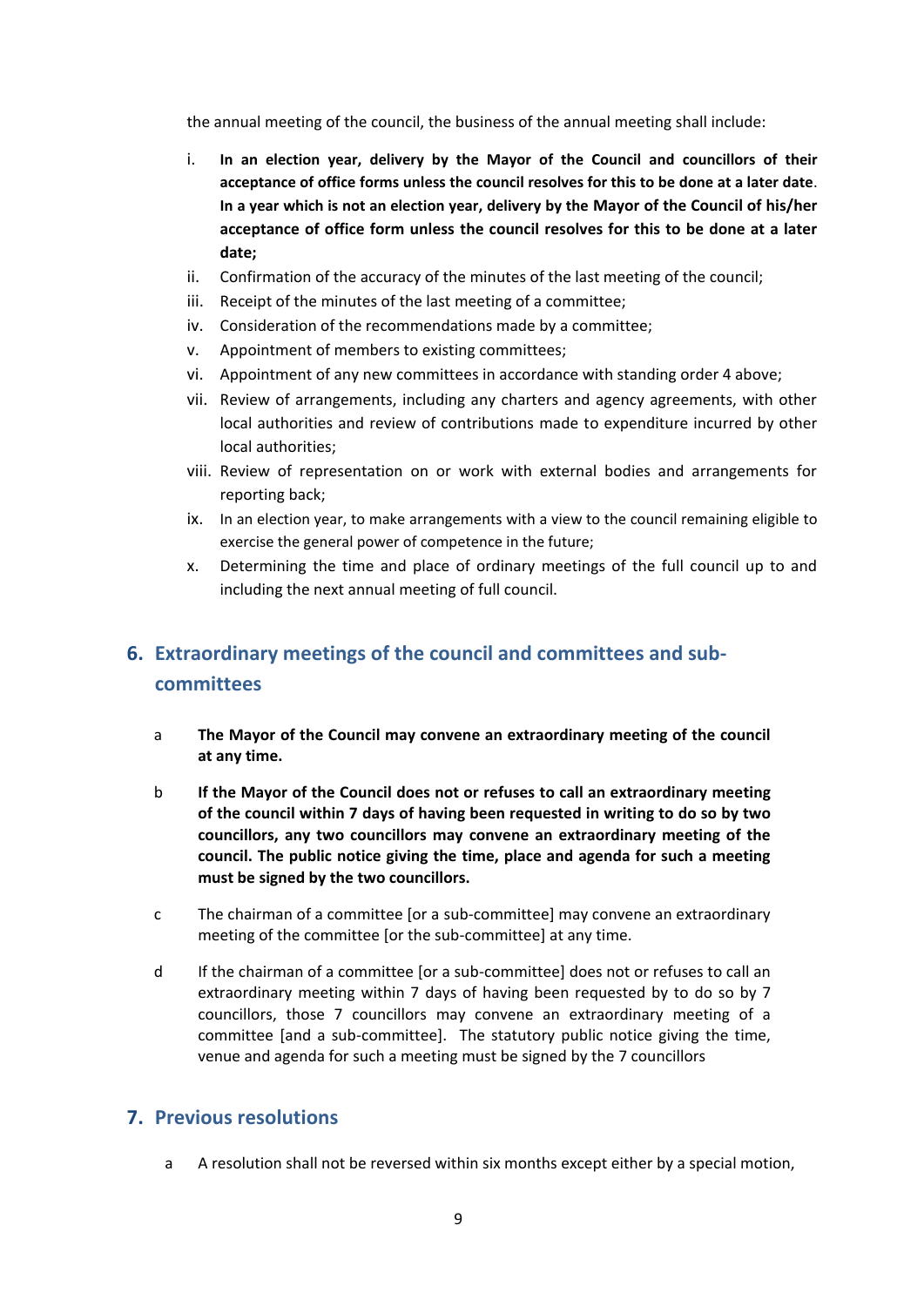the annual meeting of the council, the business of the annual meeting shall include:

i. **In an election year, delivery by the Mayor of the Council and councillors of their acceptance of office forms unless the council resolves for this to be done at a later date**. **In a year which is not an election year, delivery by the Mayor of the Council of his/her acceptance of office form unless the council resolves for this to be done at a later date;**
ii. Confirmation of the accuracy of the minutes of the last meeting of the council;
iii. Receipt of the minutes of the last meeting of a committee;
iv. Consideration of the recommendations made by a committee;
v. Appointment of members to existing committees;
vi. Appointment of any new committees in accordance with standing order 4 above;
vii. Review of arrangements, including any charters and agency agreements, with other local authorities and review of contributions made to expenditure incurred by other local authorities;
viii. Review of representation on or work with external bodies and arrangements for reporting back;
ix. In an election year, to make arrangements with a view to the council remaining eligible to exercise the general power of competence in the future;
x. Determining the time and place of ordinary meetings of the full council up to and including the next annual meeting of full council.

## 6. Extraordinary meetings of the council and committees and sub-committees

a **The Mayor of the Council may convene an extraordinary meeting of the council at any time.**

b **If the Mayor of the Council does not or refuses to call an extraordinary meeting of the council within 7 days of having been requested in writing to do so by two councillors, any two councillors may convene an extraordinary meeting of the council. The public notice giving the time, place and agenda for such a meeting must be signed by the two councillors.**

c The chairman of a committee [or a sub-committee] may convene an extraordinary meeting of the committee [or the sub-committee] at any time.

d If the chairman of a committee [or a sub-committee] does not or refuses to call an extraordinary meeting within 7 days of having been requested by to do so by 7 councillors, those 7 councillors may convene an extraordinary meeting of a committee [and a sub-committee]. The statutory public notice giving the time, venue and agenda for such a meeting must be signed by the 7 councillors

## 7. Previous resolutions

a A resolution shall not be reversed within six months except either by a special motion,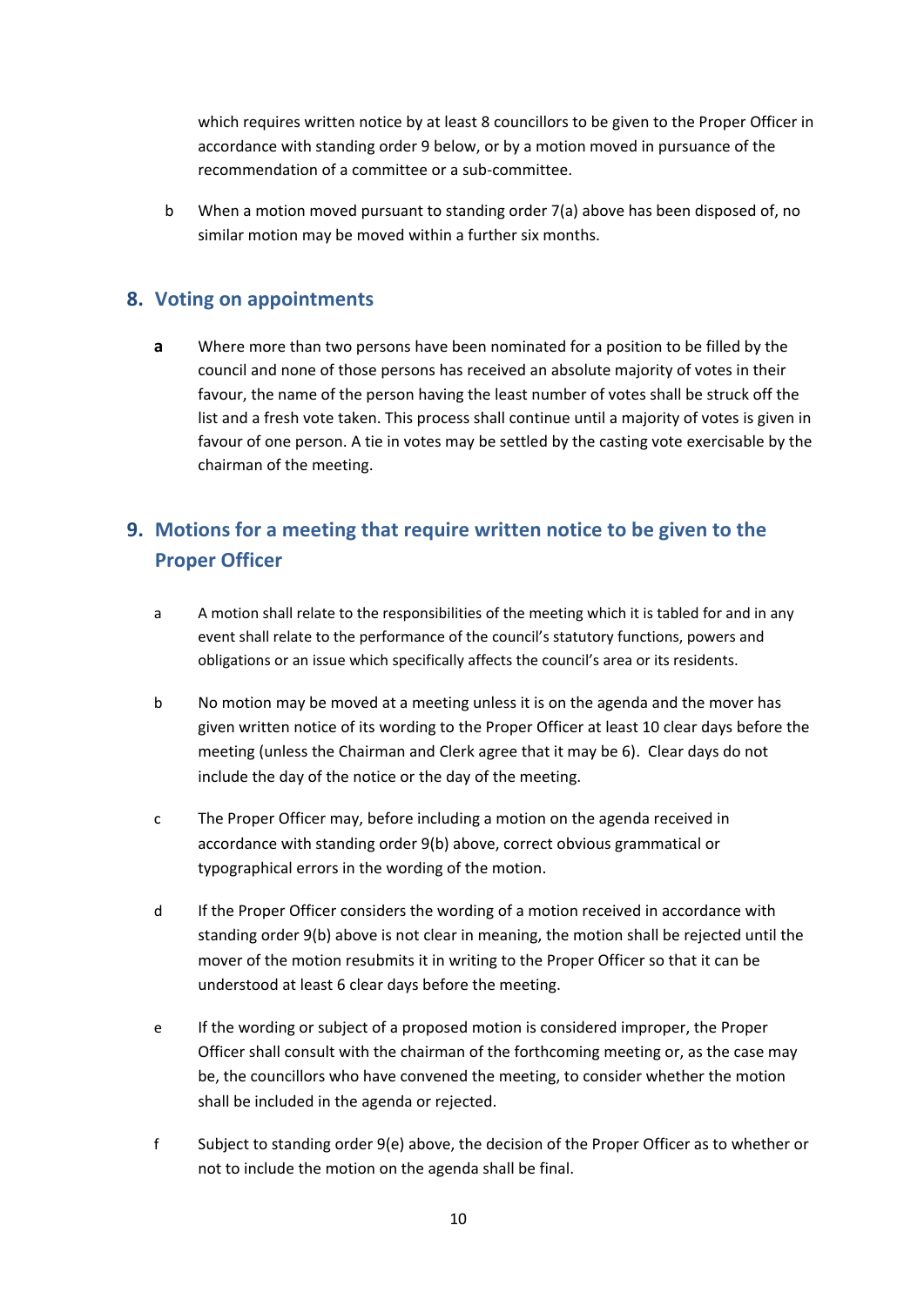which requires written notice by at least 8 councillors to be given to the Proper Officer in accordance with standing order 9 below, or by a motion moved in pursuance of the recommendation of a committee or a sub-committee.

b When a motion moved pursuant to standing order 7(a) above has been disposed of, no similar motion may be moved within a further six months.

## 8. Voting on appointments

**a** Where more than two persons have been nominated for a position to be filled by the council and none of those persons has received an absolute majority of votes in their favour, the name of the person having the least number of votes shall be struck off the list and a fresh vote taken. This process shall continue until a majority of votes is given in favour of one person. A tie in votes may be settled by the casting vote exercisable by the chairman of the meeting.

## 9. Motions for a meeting that require written notice to be given to the Proper Officer

a A motion shall relate to the responsibilities of the meeting which it is tabled for and in any event shall relate to the performance of the council's statutory functions, powers and obligations or an issue which specifically affects the council's area or its residents.

b No motion may be moved at a meeting unless it is on the agenda and the mover has given written notice of its wording to the Proper Officer at least 10 clear days before the meeting (unless the Chairman and Clerk agree that it may be 6). Clear days do not include the day of the notice or the day of the meeting.

c The Proper Officer may, before including a motion on the agenda received in accordance with standing order 9(b) above, correct obvious grammatical or typographical errors in the wording of the motion.

d If the Proper Officer considers the wording of a motion received in accordance with standing order 9(b) above is not clear in meaning, the motion shall be rejected until the mover of the motion resubmits it in writing to the Proper Officer so that it can be understood at least 6 clear days before the meeting.

e If the wording or subject of a proposed motion is considered improper, the Proper Officer shall consult with the chairman of the forthcoming meeting or, as the case may be, the councillors who have convened the meeting, to consider whether the motion shall be included in the agenda or rejected.

f Subject to standing order 9(e) above, the decision of the Proper Officer as to whether or not to include the motion on the agenda shall be final.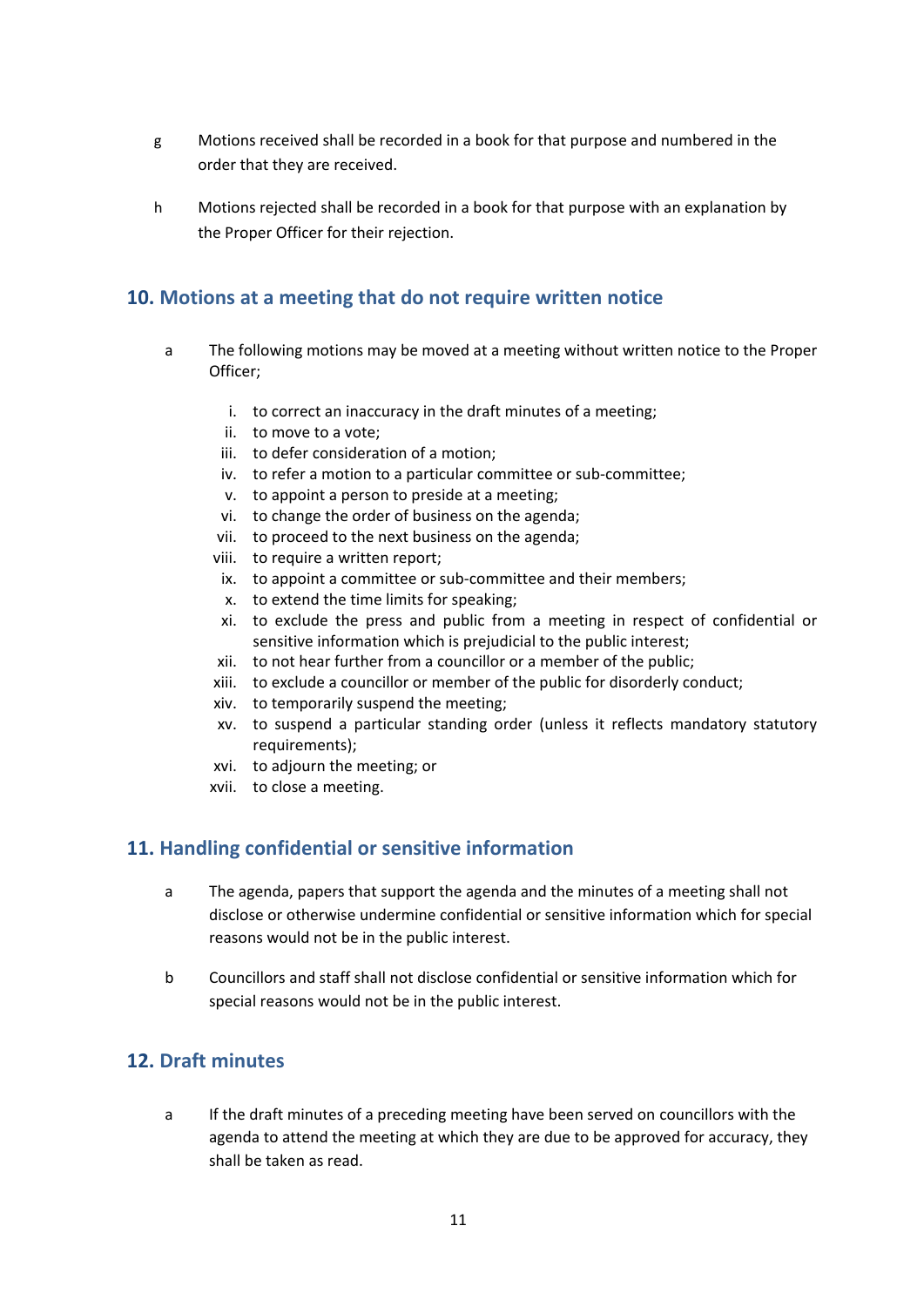g Motions received shall be recorded in a book for that purpose and numbered in the order that they are received.

h Motions rejected shall be recorded in a book for that purpose with an explanation by the Proper Officer for their rejection.

## 10. Motions at a meeting that do not require written notice

a The following motions may be moved at a meeting without written notice to the Proper Officer;

i. to correct an inaccuracy in the draft minutes of a meeting;
ii. to move to a vote;
iii. to defer consideration of a motion;
iv. to refer a motion to a particular committee or sub-committee;
v. to appoint a person to preside at a meeting;
vi. to change the order of business on the agenda;
vii. to proceed to the next business on the agenda;
viii. to require a written report;
ix. to appoint a committee or sub-committee and their members;
x. to extend the time limits for speaking;
xi. to exclude the press and public from a meeting in respect of confidential or sensitive information which is prejudicial to the public interest;
xii. to not hear further from a councillor or a member of the public;
xiii. to exclude a councillor or member of the public for disorderly conduct;
xiv. to temporarily suspend the meeting;
xv. to suspend a particular standing order (unless it reflects mandatory statutory requirements);
xvi. to adjourn the meeting; or
xvii. to close a meeting.

## 11. Handling confidential or sensitive information

a The agenda, papers that support the agenda and the minutes of a meeting shall not disclose or otherwise undermine confidential or sensitive information which for special reasons would not be in the public interest.

b Councillors and staff shall not disclose confidential or sensitive information which for special reasons would not be in the public interest.

## 12. Draft minutes

a If the draft minutes of a preceding meeting have been served on councillors with the agenda to attend the meeting at which they are due to be approved for accuracy, they shall be taken as read.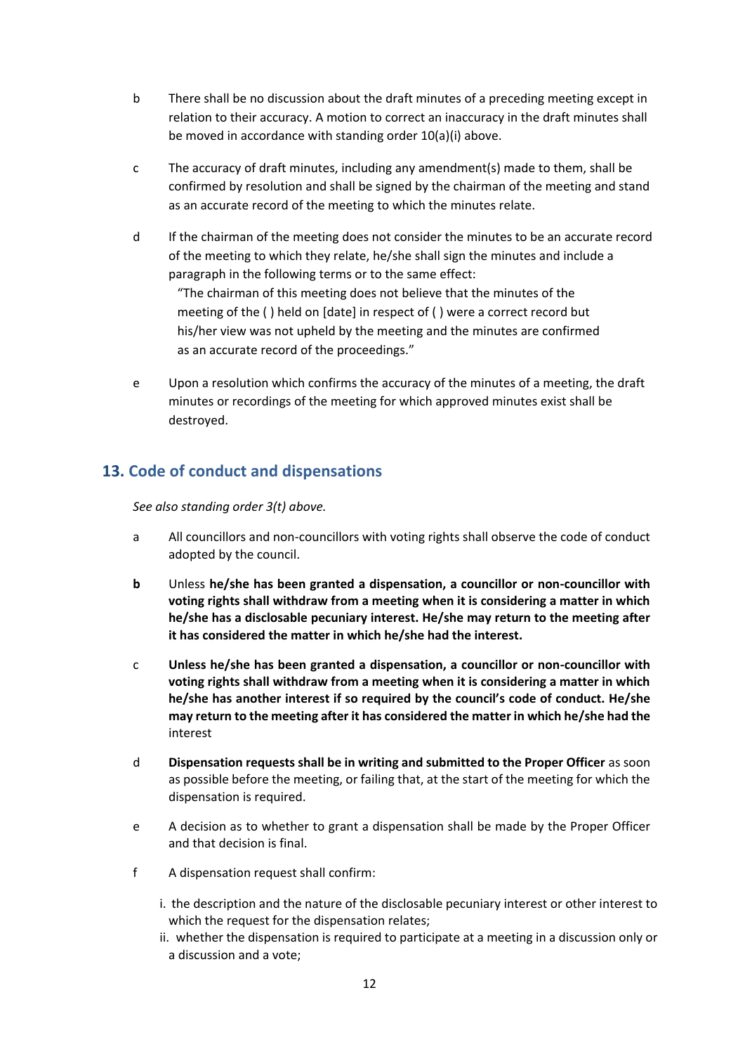b There shall be no discussion about the draft minutes of a preceding meeting except in relation to their accuracy. A motion to correct an inaccuracy in the draft minutes shall be moved in accordance with standing order 10(a)(i) above.

c The accuracy of draft minutes, including any amendment(s) made to them, shall be confirmed by resolution and shall be signed by the chairman of the meeting and stand as an accurate record of the meeting to which the minutes relate.

d If the chairman of the meeting does not consider the minutes to be an accurate record of the meeting to which they relate, he/she shall sign the minutes and include a paragraph in the following terms or to the same effect:

> "The chairman of this meeting does not believe that the minutes of the meeting of the ( ) held on [date] in respect of ( ) were a correct record but his/her view was not upheld by the meeting and the minutes are confirmed as an accurate record of the proceedings."

e Upon a resolution which confirms the accuracy of the minutes of a meeting, the draft minutes or recordings of the meeting for which approved minutes exist shall be destroyed.

## 13. Code of conduct and dispensations

*See also standing order 3(t) above.*

a All councillors and non-councillors with voting rights shall observe the code of conduct adopted by the council.

**b** Unless **he/she has been granted a dispensation, a councillor or non-councillor with voting rights shall withdraw from a meeting when it is considering a matter in which he/she has a disclosable pecuniary interest. He/she may return to the meeting after it has considered the matter in which he/she had the interest.**

c **Unless he/she has been granted a dispensation, a councillor or non-councillor with voting rights shall withdraw from a meeting when it is considering a matter in which he/she has another interest if so required by the council's code of conduct. He/she may return to the meeting after it has considered the matter in which he/she had the** interest

d **Dispensation requests shall be in writing and submitted to the Proper Officer** as soon as possible before the meeting, or failing that, at the start of the meeting for which the dispensation is required.

e A decision as to whether to grant a dispensation shall be made by the Proper Officer and that decision is final.

f A dispensation request shall confirm:

i. the description and the nature of the disclosable pecuniary interest or other interest to which the request for the dispensation relates;
ii. whether the dispensation is required to participate at a meeting in a discussion only or a discussion and a vote;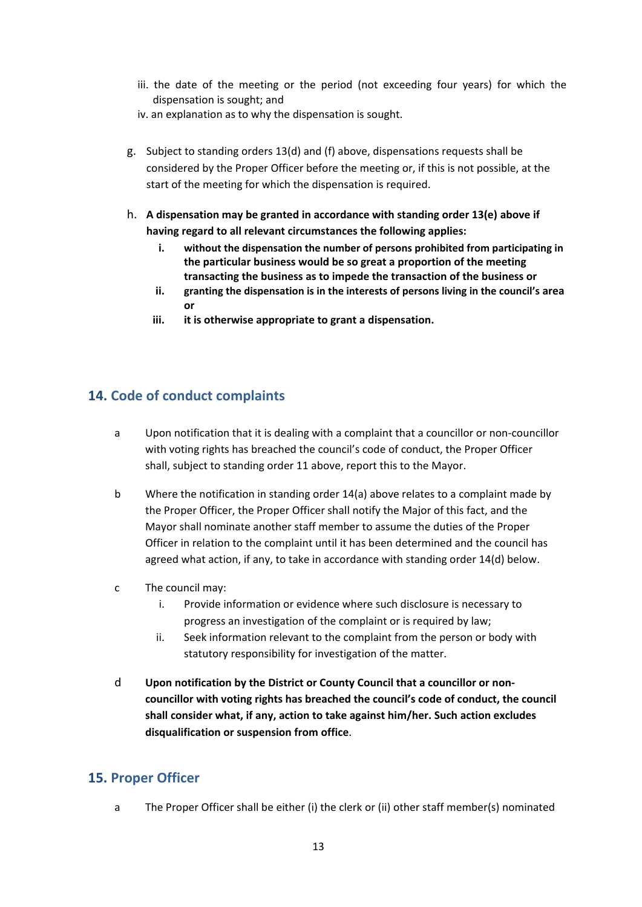iii. the date of the meeting or the period (not exceeding four years) for which the dispensation is sought; and
iv. an explanation as to why the dispensation is sought.

g. Subject to standing orders 13(d) and (f) above, dispensations requests shall be considered by the Proper Officer before the meeting or, if this is not possible, at the start of the meeting for which the dispensation is required.

h. **A dispensation may be granted in accordance with standing order 13(e) above if having regard to all relevant circumstances the following applies:**
   i. **without the dispensation the number of persons prohibited from participating in the particular business would be so great a proportion of the meeting transacting the business as to impede the transaction of the business or**
   ii. **granting the dispensation is in the interests of persons living in the council's area or**
   iii. **it is otherwise appropriate to grant a dispensation.**

## 14. Code of conduct complaints

a Upon notification that it is dealing with a complaint that a councillor or non-councillor with voting rights has breached the council's code of conduct, the Proper Officer shall, subject to standing order 11 above, report this to the Mayor.

b Where the notification in standing order 14(a) above relates to a complaint made by the Proper Officer, the Proper Officer shall notify the Major of this fact, and the Mayor shall nominate another staff member to assume the duties of the Proper Officer in relation to the complaint until it has been determined and the council has agreed what action, if any, to take in accordance with standing order 14(d) below.

c The council may:
   i. Provide information or evidence where such disclosure is necessary to progress an investigation of the complaint or is required by law;
   ii. Seek information relevant to the complaint from the person or body with statutory responsibility for investigation of the matter.

d **Upon notification by the District or County Council that a councillor or non-councillor with voting rights has breached the council's code of conduct, the council shall consider what, if any, action to take against him/her. Such action excludes disqualification or suspension from office**.

## 15. Proper Officer

a The Proper Officer shall be either (i) the clerk or (ii) other staff member(s) nominated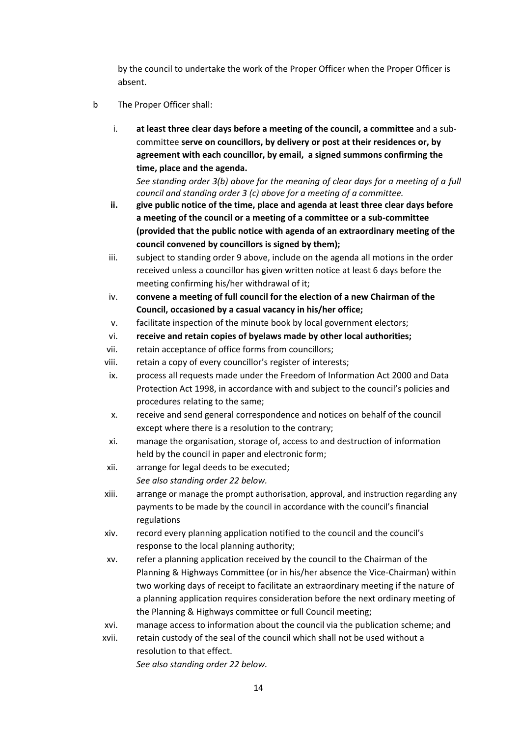by the council to undertake the work of the Proper Officer when the Proper Officer is absent.

b The Proper Officer shall:

i. **at least three clear days before a meeting of the council, a committee** and a sub-committee **serve on councillors, by delivery or post at their residences or, by agreement with each councillor, by email, a signed summons confirming the time, place and the agenda.**

   *See standing order 3(b) above for the meaning of clear days for a meeting of a full council and standing order 3 (c) above for a meeting of a committee.*

ii. **give public notice of the time, place and agenda at least three clear days before a meeting of the council or a meeting of a committee or a sub-committee (provided that the public notice with agenda of an extraordinary meeting of the council convened by councillors is signed by them);**

iii. subject to standing order 9 above, include on the agenda all motions in the order received unless a councillor has given written notice at least 6 days before the meeting confirming his/her withdrawal of it;

iv. **convene a meeting of full council for the election of a new Chairman of the Council, occasioned by a casual vacancy in his/her office;**

v. facilitate inspection of the minute book by local government electors;

vi. **receive and retain copies of byelaws made by other local authorities;**

vii. retain acceptance of office forms from councillors;

viii. retain a copy of every councillor's register of interests;

ix. process all requests made under the Freedom of Information Act 2000 and Data Protection Act 1998, in accordance with and subject to the council's policies and procedures relating to the same;

x. receive and send general correspondence and notices on behalf of the council except where there is a resolution to the contrary;

xi. manage the organisation, storage of, access to and destruction of information held by the council in paper and electronic form;

xii. arrange for legal deeds to be executed;

   *See also standing order 22 below.*

xiii. arrange or manage the prompt authorisation, approval, and instruction regarding any payments to be made by the council in accordance with the council's financial regulations

xiv. record every planning application notified to the council and the council's response to the local planning authority;

xv. refer a planning application received by the council to the Chairman of the Planning & Highways Committee (or in his/her absence the Vice-Chairman) within two working days of receipt to facilitate an extraordinary meeting if the nature of a planning application requires consideration before the next ordinary meeting of the Planning & Highways committee or full Council meeting;

xvi. manage access to information about the council via the publication scheme; and

xvii. retain custody of the seal of the council which shall not be used without a resolution to that effect.

   *See also standing order 22 below.*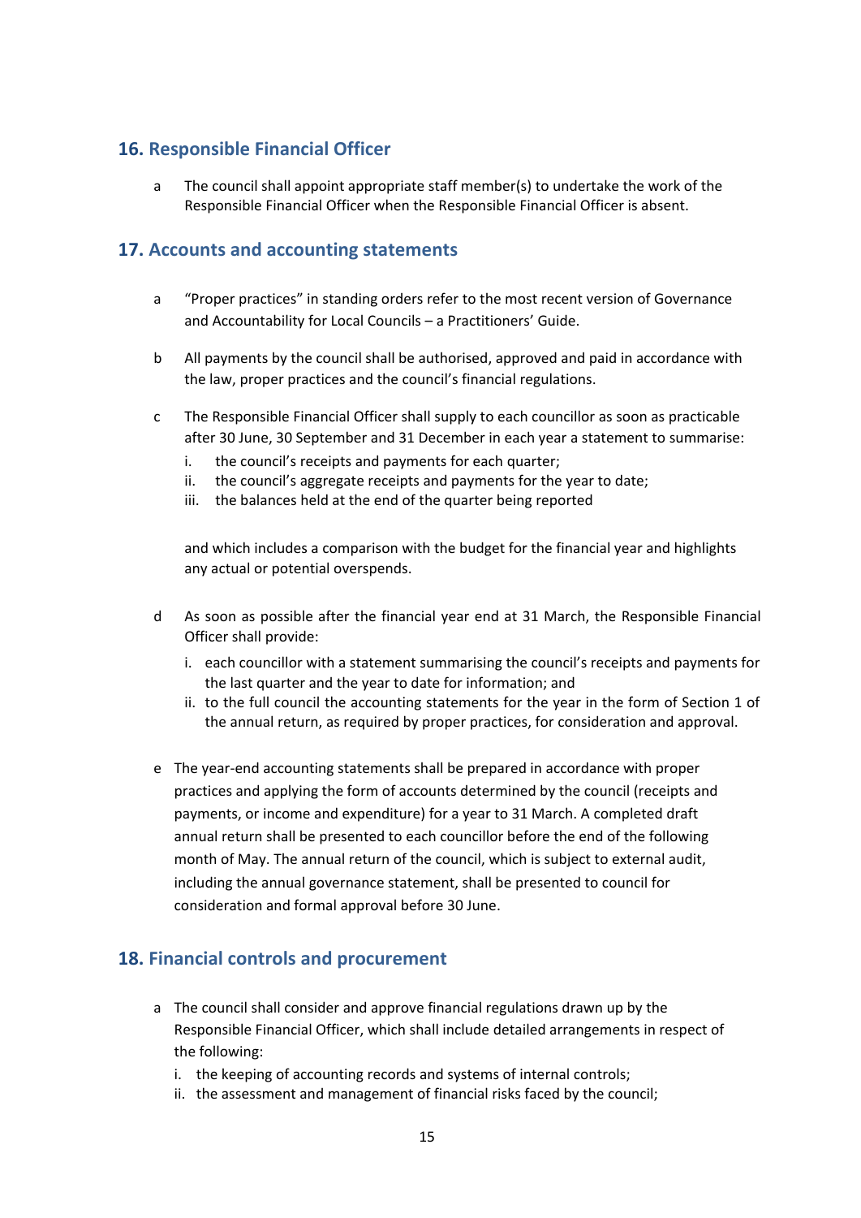## 16. Responsible Financial Officer

a The council shall appoint appropriate staff member(s) to undertake the work of the Responsible Financial Officer when the Responsible Financial Officer is absent.

## 17. Accounts and accounting statements

a "Proper practices" in standing orders refer to the most recent version of Governance and Accountability for Local Councils – a Practitioners' Guide.

b All payments by the council shall be authorised, approved and paid in accordance with the law, proper practices and the council's financial regulations.

c The Responsible Financial Officer shall supply to each councillor as soon as practicable after 30 June, 30 September and 31 December in each year a statement to summarise:

   i. the council's receipts and payments for each quarter;
   ii. the council's aggregate receipts and payments for the year to date;
   iii. the balances held at the end of the quarter being reported

   and which includes a comparison with the budget for the financial year and highlights any actual or potential overspends.

d As soon as possible after the financial year end at 31 March, the Responsible Financial Officer shall provide:

   i. each councillor with a statement summarising the council's receipts and payments for the last quarter and the year to date for information; and
   ii. to the full council the accounting statements for the year in the form of Section 1 of the annual return, as required by proper practices, for consideration and approval.

e The year-end accounting statements shall be prepared in accordance with proper practices and applying the form of accounts determined by the council (receipts and payments, or income and expenditure) for a year to 31 March. A completed draft annual return shall be presented to each councillor before the end of the following month of May. The annual return of the council, which is subject to external audit, including the annual governance statement, shall be presented to council for consideration and formal approval before 30 June.

## 18. Financial controls and procurement

a The council shall consider and approve financial regulations drawn up by the Responsible Financial Officer, which shall include detailed arrangements in respect of the following:

   i. the keeping of accounting records and systems of internal controls;
   ii. the assessment and management of financial risks faced by the council;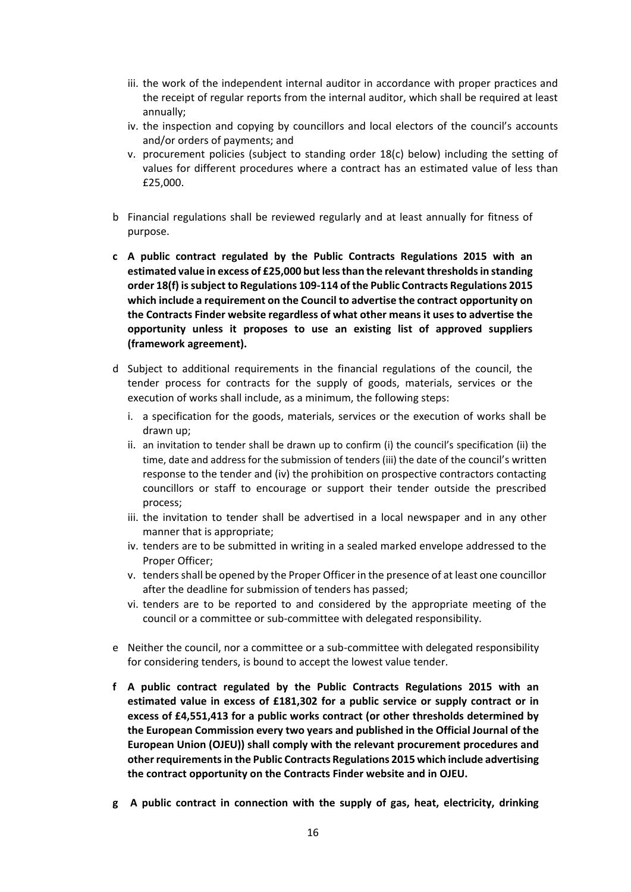iii. the work of the independent internal auditor in accordance with proper practices and the receipt of regular reports from the internal auditor, which shall be required at least annually;
iv. the inspection and copying by councillors and local electors of the council's accounts and/or orders of payments; and
v. procurement policies (subject to standing order 18(c) below) including the setting of values for different procedures where a contract has an estimated value of less than £25,000.

b Financial regulations shall be reviewed regularly and at least annually for fitness of purpose.

**c A public contract regulated by the Public Contracts Regulations 2015 with an estimated value in excess of £25,000 but less than the relevant thresholds in standing order 18(f) is subject to Regulations 109-114 of the Public Contracts Regulations 2015 which include a requirement on the Council to advertise the contract opportunity on the Contracts Finder website regardless of what other means it uses to advertise the opportunity unless it proposes to use an existing list of approved suppliers (framework agreement).**

d Subject to additional requirements in the financial regulations of the council, the tender process for contracts for the supply of goods, materials, services or the execution of works shall include, as a minimum, the following steps:

i. a specification for the goods, materials, services or the execution of works shall be drawn up;
ii. an invitation to tender shall be drawn up to confirm (i) the council's specification (ii) the time, date and address for the submission of tenders (iii) the date of the council's written response to the tender and (iv) the prohibition on prospective contractors contacting councillors or staff to encourage or support their tender outside the prescribed process;
iii. the invitation to tender shall be advertised in a local newspaper and in any other manner that is appropriate;
iv. tenders are to be submitted in writing in a sealed marked envelope addressed to the Proper Officer;
v. tenders shall be opened by the Proper Officer in the presence of at least one councillor after the deadline for submission of tenders has passed;
vi. tenders are to be reported to and considered by the appropriate meeting of the council or a committee or sub-committee with delegated responsibility.

e Neither the council, nor a committee or a sub-committee with delegated responsibility for considering tenders, is bound to accept the lowest value tender.

**f A public contract regulated by the Public Contracts Regulations 2015 with an estimated value in excess of £181,302 for a public service or supply contract or in excess of £4,551,413 for a public works contract (or other thresholds determined by the European Commission every two years and published in the Official Journal of the European Union (OJEU)) shall comply with the relevant procurement procedures and other requirements in the Public Contracts Regulations 2015 which include advertising the contract opportunity on the Contracts Finder website and in OJEU.**

**g A public contract in connection with the supply of gas, heat, electricity, drinking**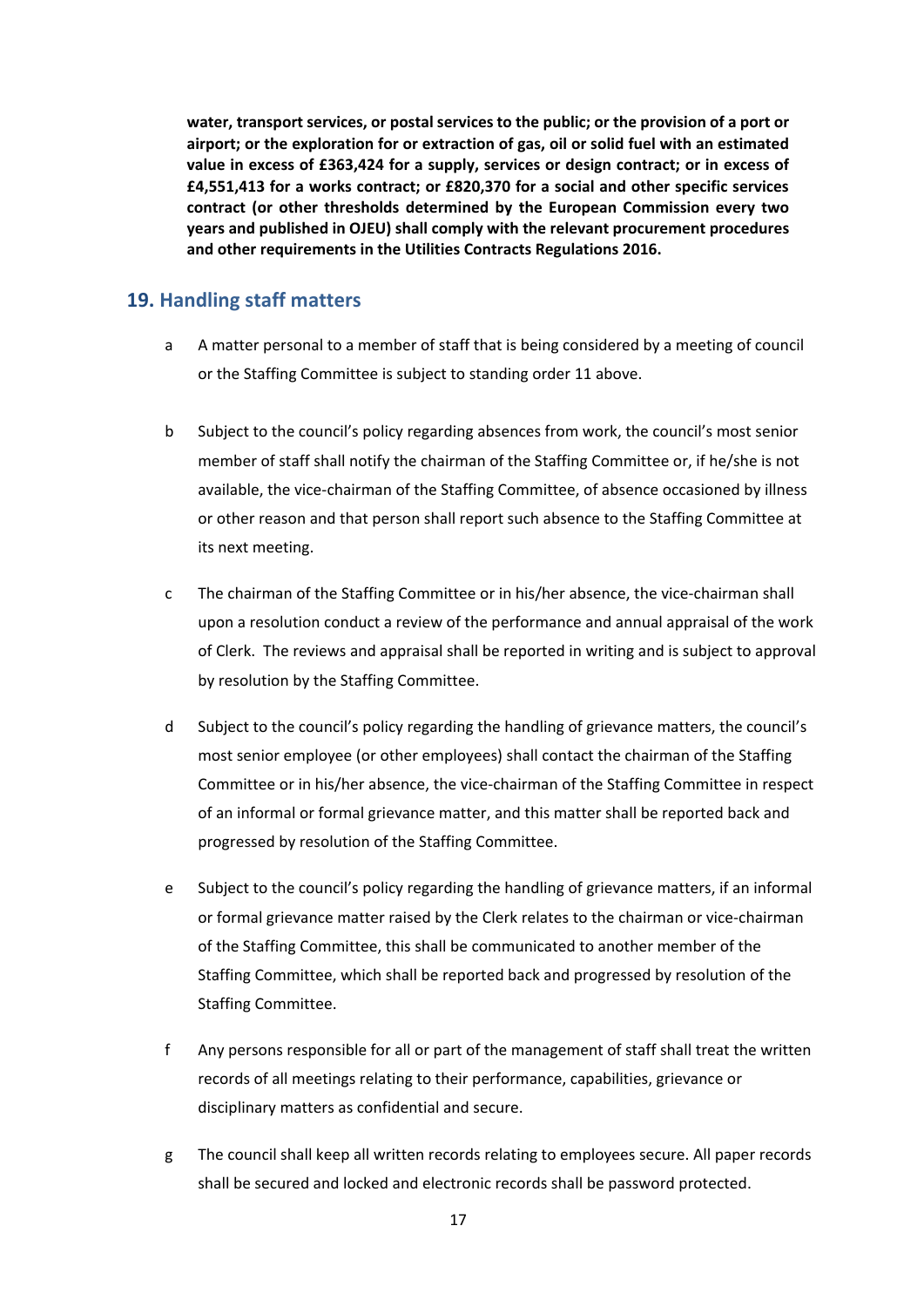**water, transport services, or postal services to the public; or the provision of a port or airport; or the exploration for or extraction of gas, oil or solid fuel with an estimated value in excess of £363,424 for a supply, services or design contract; or in excess of £4,551,413 for a works contract; or £820,370 for a social and other specific services contract (or other thresholds determined by the European Commission every two years and published in OJEU) shall comply with the relevant procurement procedures and other requirements in the Utilities Contracts Regulations 2016.**

## 19. Handling staff matters

a A matter personal to a member of staff that is being considered by a meeting of council or the Staffing Committee is subject to standing order 11 above.

b Subject to the council's policy regarding absences from work, the council's most senior member of staff shall notify the chairman of the Staffing Committee or, if he/she is not available, the vice-chairman of the Staffing Committee, of absence occasioned by illness or other reason and that person shall report such absence to the Staffing Committee at its next meeting.

c The chairman of the Staffing Committee or in his/her absence, the vice-chairman shall upon a resolution conduct a review of the performance and annual appraisal of the work of Clerk. The reviews and appraisal shall be reported in writing and is subject to approval by resolution by the Staffing Committee.

d Subject to the council's policy regarding the handling of grievance matters, the council's most senior employee (or other employees) shall contact the chairman of the Staffing Committee or in his/her absence, the vice-chairman of the Staffing Committee in respect of an informal or formal grievance matter, and this matter shall be reported back and progressed by resolution of the Staffing Committee.

e Subject to the council's policy regarding the handling of grievance matters, if an informal or formal grievance matter raised by the Clerk relates to the chairman or vice-chairman of the Staffing Committee, this shall be communicated to another member of the Staffing Committee, which shall be reported back and progressed by resolution of the Staffing Committee.

f Any persons responsible for all or part of the management of staff shall treat the written records of all meetings relating to their performance, capabilities, grievance or disciplinary matters as confidential and secure.

g The council shall keep all written records relating to employees secure. All paper records shall be secured and locked and electronic records shall be password protected.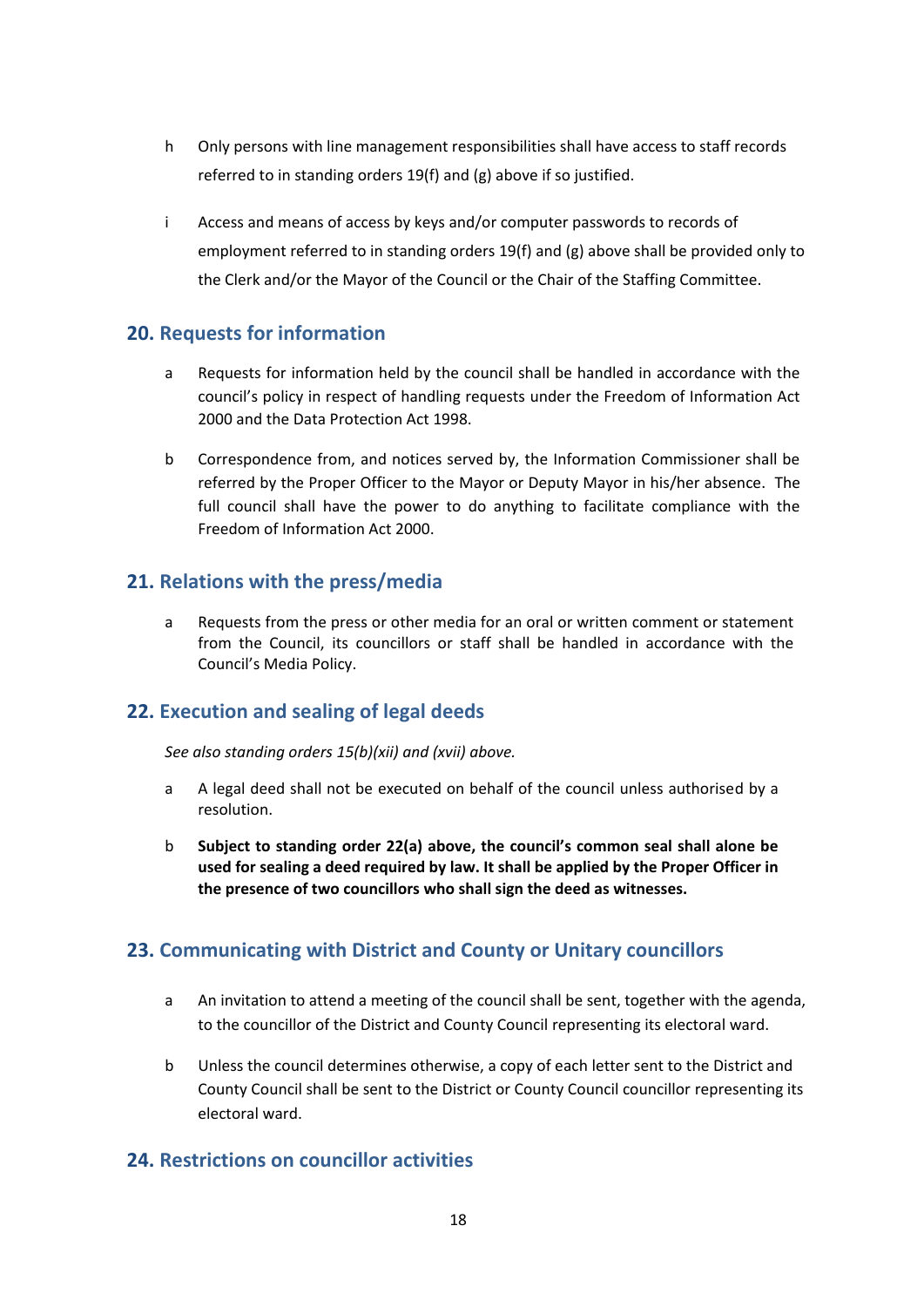h Only persons with line management responsibilities shall have access to staff records referred to in standing orders 19(f) and (g) above if so justified.

i Access and means of access by keys and/or computer passwords to records of employment referred to in standing orders 19(f) and (g) above shall be provided only to the Clerk and/or the Mayor of the Council or the Chair of the Staffing Committee.

## 20. Requests for information

a Requests for information held by the council shall be handled in accordance with the council's policy in respect of handling requests under the Freedom of Information Act 2000 and the Data Protection Act 1998.

b Correspondence from, and notices served by, the Information Commissioner shall be referred by the Proper Officer to the Mayor or Deputy Mayor in his/her absence. The full council shall have the power to do anything to facilitate compliance with the Freedom of Information Act 2000.

## 21. Relations with the press/media

a Requests from the press or other media for an oral or written comment or statement from the Council, its councillors or staff shall be handled in accordance with the Council's Media Policy.

## 22. Execution and sealing of legal deeds

*See also standing orders 15(b)(xii) and (xvii) above.*

a A legal deed shall not be executed on behalf of the council unless authorised by a resolution.

b **Subject to standing order 22(a) above, the council's common seal shall alone be used for sealing a deed required by law. It shall be applied by the Proper Officer in the presence of two councillors who shall sign the deed as witnesses.**

## 23. Communicating with District and County or Unitary councillors

a An invitation to attend a meeting of the council shall be sent, together with the agenda, to the councillor of the District and County Council representing its electoral ward.

b Unless the council determines otherwise, a copy of each letter sent to the District and County Council shall be sent to the District or County Council councillor representing its electoral ward.

## 24. Restrictions on councillor activities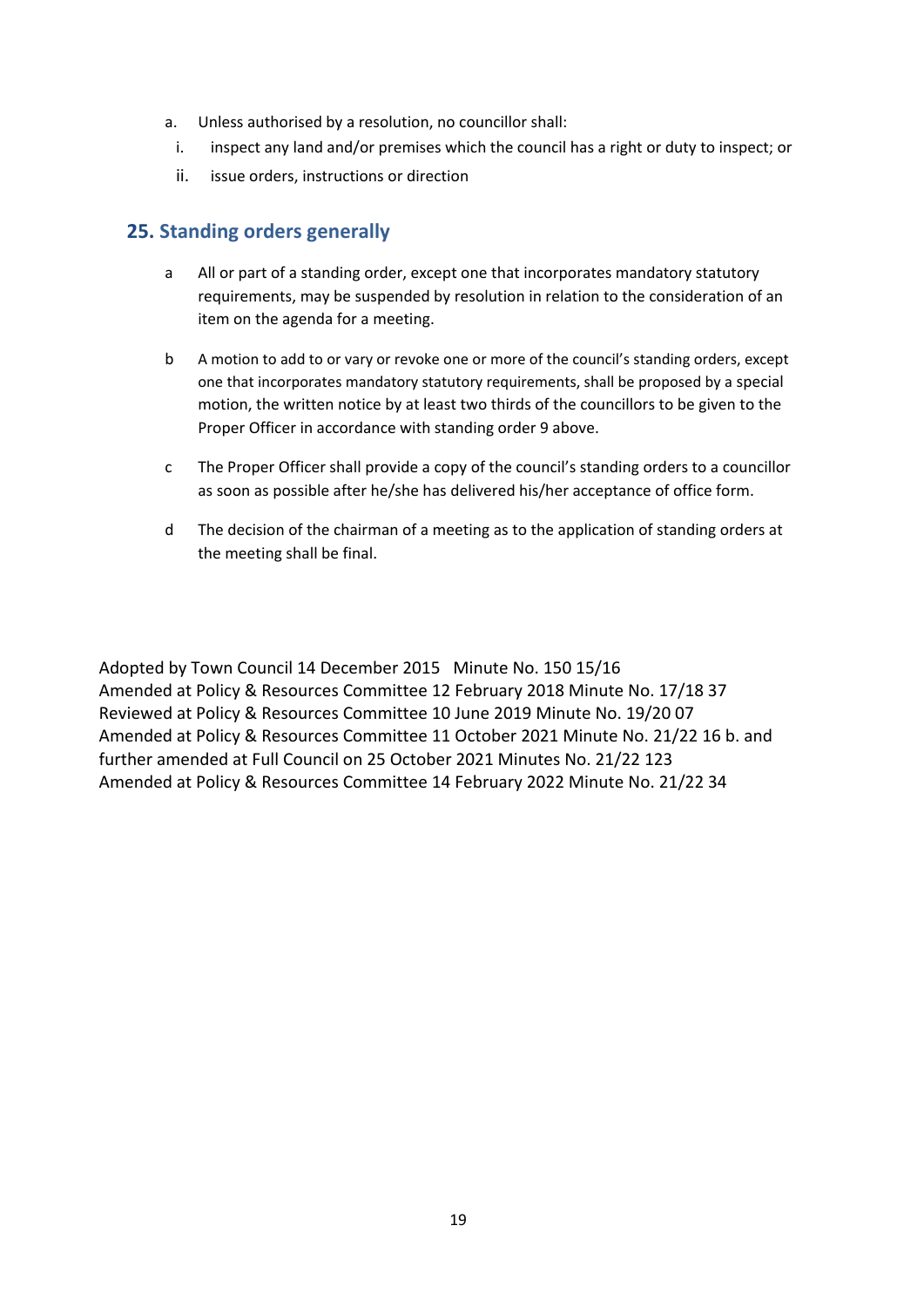a. Unless authorised by a resolution, no councillor shall:
   i. inspect any land and/or premises which the council has a right or duty to inspect; or
   ii. issue orders, instructions or direction

## 25. Standing orders generally

a All or part of a standing order, except one that incorporates mandatory statutory requirements, may be suspended by resolution in relation to the consideration of an item on the agenda for a meeting.

b A motion to add to or vary or revoke one or more of the council's standing orders, except one that incorporates mandatory statutory requirements, shall be proposed by a special motion, the written notice by at least two thirds of the councillors to be given to the Proper Officer in accordance with standing order 9 above.

c The Proper Officer shall provide a copy of the council's standing orders to a councillor as soon as possible after he/she has delivered his/her acceptance of office form.

d The decision of the chairman of a meeting as to the application of standing orders at the meeting shall be final.

Adopted by Town Council 14 December 2015 Minute No. 150 15/16
Amended at Policy & Resources Committee 12 February 2018 Minute No. 17/18 37
Reviewed at Policy & Resources Committee 10 June 2019 Minute No. 19/20 07
Amended at Policy & Resources Committee 11 October 2021 Minute No. 21/22 16 b. and further amended at Full Council on 25 October 2021 Minutes No. 21/22 123
Amended at Policy & Resources Committee 14 February 2022 Minute No. 21/22 34